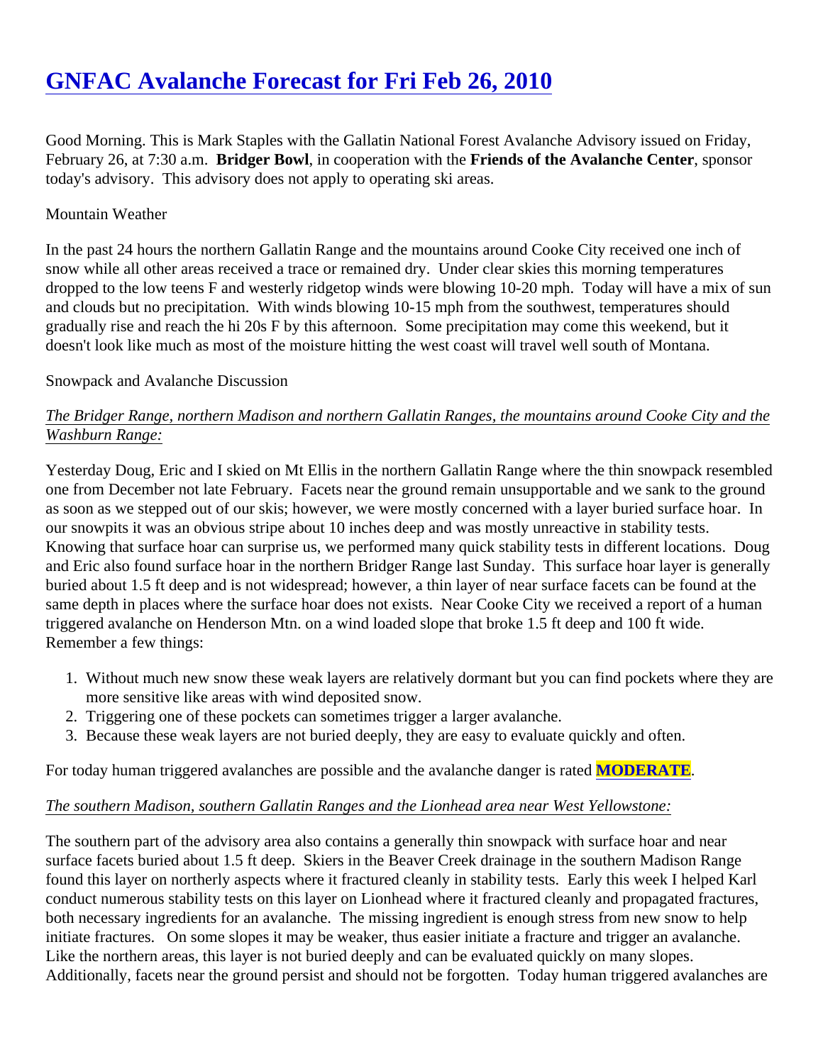# GNFAC Avalanche Forecast for Fri Feb 26, 2010

Good Morning. This is Mark Staples with the Gallatin National Forest Avalanche Advisory issued on Friday, February 26, at 7:30 a.m. **Bridger Bowl**, in cooperation with the **Friends of the Avalanche Center**, sponsor today's advisory. This advisory does not apply to operating ski areas.

Mountain Weather

In the past 24 hours the northern Gallatin Range and the mountains around Cooke City received one inch of snow while all other areas received a trace or remained dry. Under clear skies this morning temperatures dropped to the low teens F and westerly ridgetop winds were blowing 10-20 mph. Today will have a mix of sun and clouds but no precipitation. With winds blowing 10-15 mph from the southwest, temperatures should gradually rise and reach the hi 20s F by this afternoon. Some precipitation may come this weekend, but it doesn't look like much as most of the moisture hitting the west coast will travel well south of Montana.

Snowpack and Avalanche Discussion

*The Bridger Range, northern Madison and northern Gallatin Ranges, the mountains around Cooke City and the Washburn Range:*

Yesterday Doug, Eric and I skied on Mt Ellis in the northern Gallatin Range where the thin snowpack resembled one from December not late February. Facets near the ground remain unsupportable and we sank to the ground as soon as we stepped out of our skis; however, we were mostly concerned with a layer buried surface hoar. In our snowpits it was an obvious stripe about 10 inches deep and was mostly unreactive in stability tests. Knowing that surface hoar can surprise us, we performed many quick stability tests in different locations. Doug and Eric also found surface hoar in the northern Bridger Range last Sunday. This surface hoar layer is generally buried about 1.5 ft deep and is not widespread; however, a thin layer of near surface facets can be found at the same depth in places where the surface hoar does not exists. Near Cooke City we received a report of a human triggered avalanche on Henderson Mtn. on a wind loaded slope that broke 1.5 ft deep and 100 ft wide. Remember a few things:

1. Without much new snow these weak layers are relatively dormant but you can find pockets where they are more sensitive like areas with wind deposited snow.
2. Triggering one of these pockets can sometimes trigger a larger avalanche.
3. Because these weak layers are not buried deeply, they are easy to evaluate quickly and often.

For today human triggered avalanches are possible and the avalanche danger is rated **MODERATE**.

*The southern Madison, southern Gallatin Ranges and the Lionhead area near West Yellowstone:*

The southern part of the advisory area also contains a generally thin snowpack with surface hoar and near surface facets buried about 1.5 ft deep. Skiers in the Beaver Creek drainage in the southern Madison Range found this layer on northerly aspects where it fractured cleanly in stability tests. Early this week I helped Karl conduct numerous stability tests on this layer on Lionhead where it fractured cleanly and propagated fractures, both necessary ingredients for an avalanche. The missing ingredient is enough stress from new snow to help initiate fractures. On some slopes it may be weaker, thus easier initiate a fracture and trigger an avalanche. Like the northern areas, this layer is not buried deeply and can be evaluated quickly on many slopes. Additionally, facets near the ground persist and should not be forgotten. Today human triggered avalanches are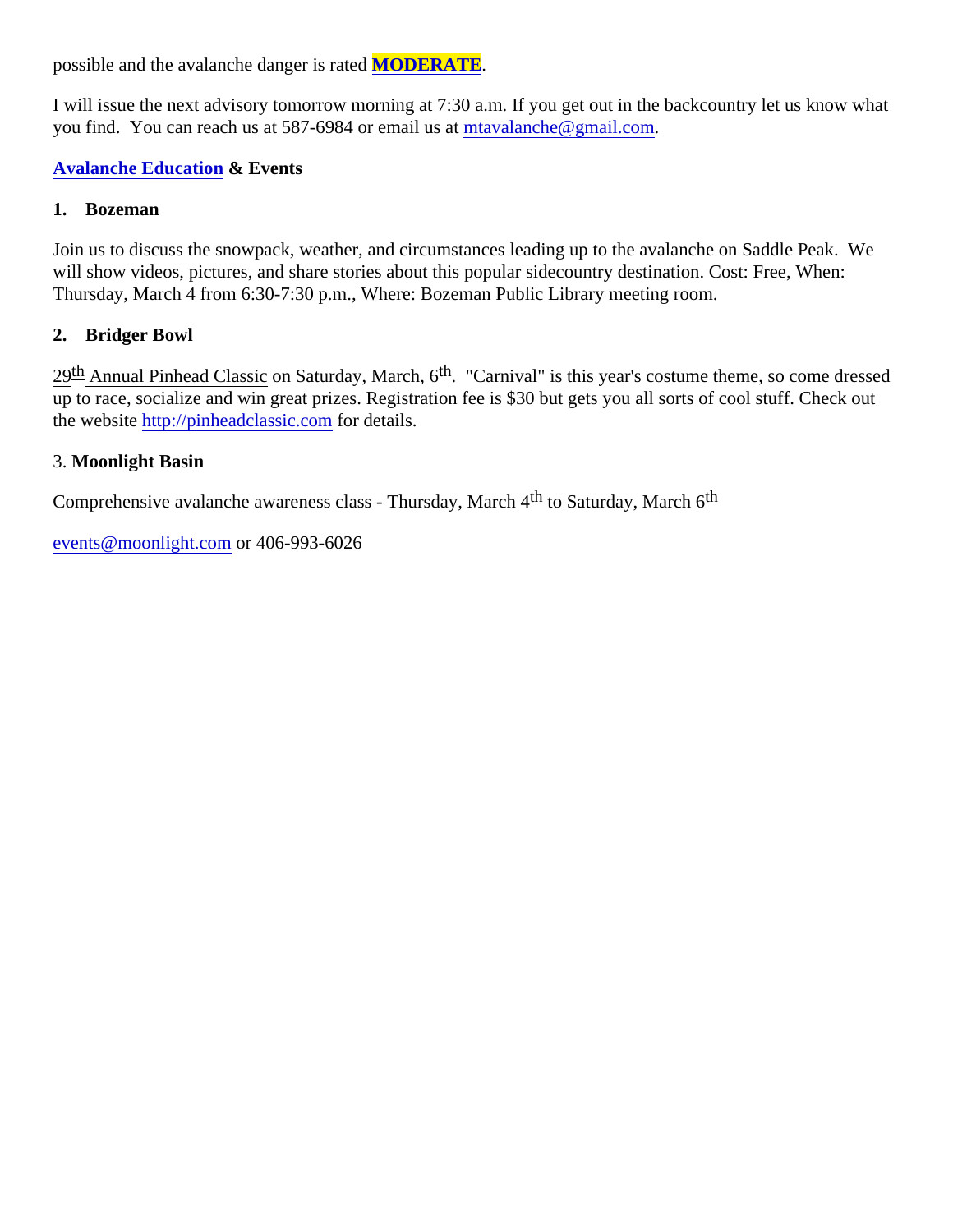possible and the avalanche danger is rated **MODERATE**.

I will issue the next advisory tomorrow morning at 7:30 a.m. If you get out in the backcountry let us know what you find.  You can reach us at 587-6984 or email us at mtavalanche@gmail.com.

**Avalanche Education & Events**

**1. Bozeman**

Join us to discuss the snowpack, weather, and circumstances leading up to the avalanche on Saddle Peak.  We will show videos, pictures, and share stories about this popular sidecountry destination. Cost: Free, When: Thursday, March 4 from 6:30-7:30 p.m., Where: Bozeman Public Library meeting room.

**2. Bridger Bowl**

29th Annual Pinhead Classic on Saturday, March, 6th.  "Carnival" is this year's costume theme, so come dressed up to race, socialize and win great prizes. Registration fee is $30 but gets you all sorts of cool stuff. Check out the website http://pinheadclassic.com for details.

3. **Moonlight Basin**

Comprehensive avalanche awareness class - Thursday, March 4th to Saturday, March 6th

events@moonlight.com or 406-993-6026